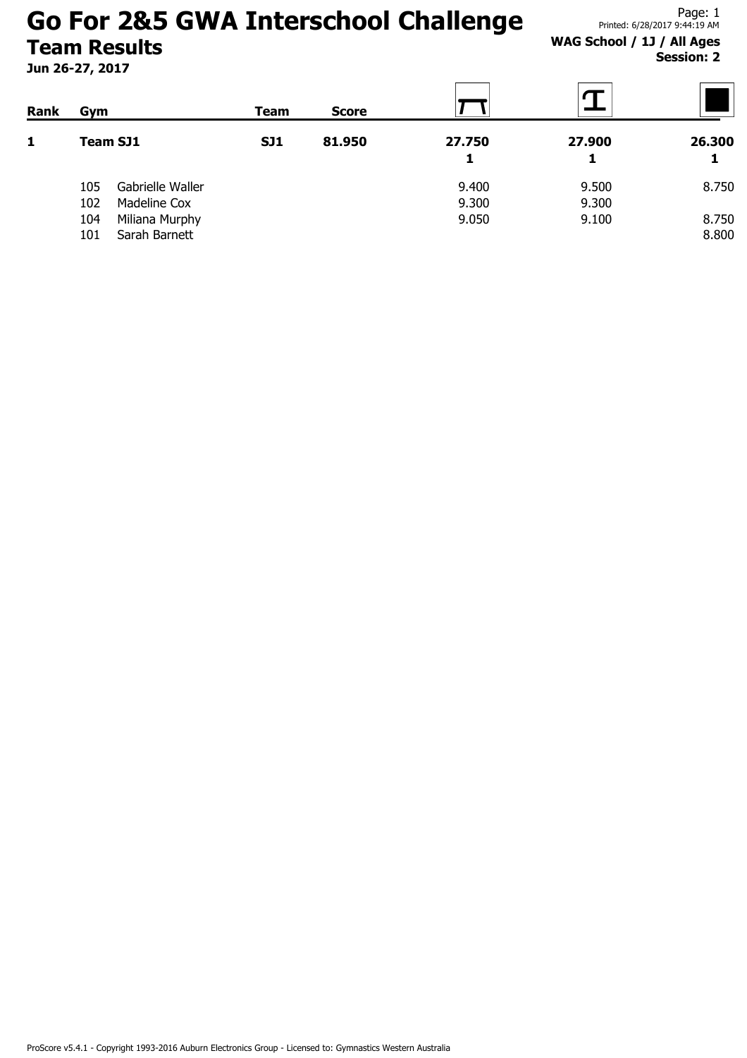# Go For 2&5 GWA Interschool Challenge

## Team Results

**Jun 26-27, 2017**

**WAG School / 1J / All Ages**
**Session: 2**

| Rank | Gym | | Team | Score | Vault | Beam | Floor |
|---|---|---|---|---|---|---|---|
| **1** | **Team SJ1** | | **SJ1** | **81.950** | **27.750** | **27.900** | **26.300** |
| | | | | | **1** | **1** | **1** |
| | 105 | Gabrielle Waller | | | 9.400 | 9.500 | 8.750 |
| | 102 | Madeline Cox | | | 9.300 | 9.300 | |
| | 104 | Miliana Murphy | | | 9.050 | 9.100 | 8.750 |
| | 101 | Sarah Barnett | | | | | 8.800 |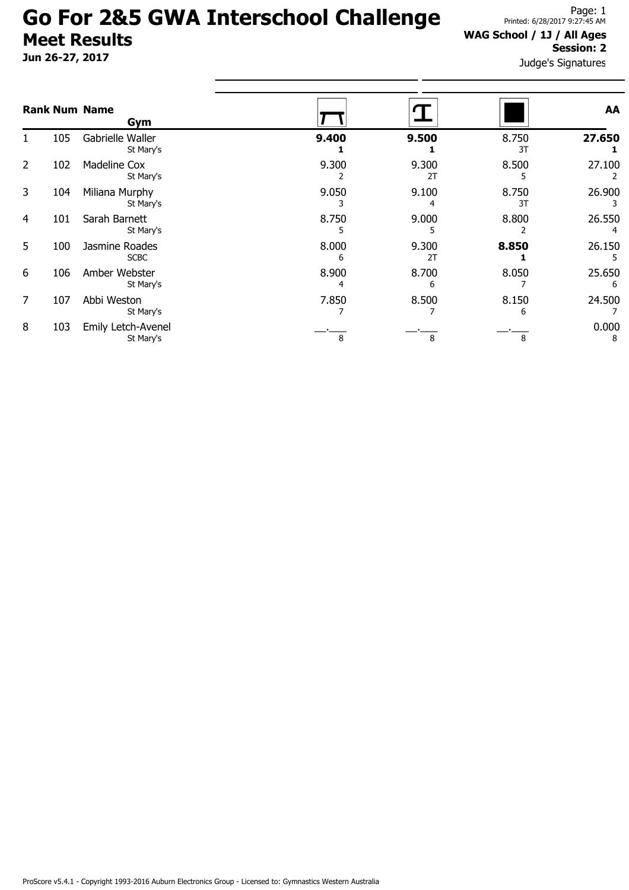# Go For 2&5 GWA Interschool Challenge

## Meet Results

**Jun 26-27, 2017**

Printed: 6/28/2017 9:27:45 AM

**WAG School / 1J / All Ages**

**Session: 2**

Judge's Signatures

| Rank | Num | Name / Gym | Vault | Beam | Floor | AA |
|---|---|---|---|---|---|---|
| 1 | 105 | Gabrielle Waller<br>St Mary's | **9.400**<br>**1** | **9.500**<br>**1** | 8.750<br>3T | **27.650**<br>**1** |
| 2 | 102 | Madeline Cox<br>St Mary's | 9.300<br>2 | 9.300<br>2T | 8.500<br>5 | 27.100<br>2 |
| 3 | 104 | Miliana Murphy<br>St Mary's | 9.050<br>3 | 9.100<br>4 | 8.750<br>3T | 26.900<br>3 |
| 4 | 101 | Sarah Barnett<br>St Mary's | 8.750<br>5 | 9.000<br>5 | 8.800<br>2 | 26.550<br>4 |
| 5 | 100 | Jasmine Roades<br>SCBC | 8.000<br>6 | 9.300<br>2T | **8.850**<br>**1** | 26.150<br>5 |
| 6 | 106 | Amber Webster<br>St Mary's | 8.900<br>4 | 8.700<br>6 | 8.050<br>7 | 25.650<br>6 |
| 7 | 107 | Abbi Weston<br>St Mary's | 7.850<br>7 | 8.500<br>7 | 8.150<br>6 | 24.500<br>7 |
| 8 | 103 | Emily Letch-Avenel<br>St Mary's | \_\_.\_\_\_<br>8 | \_\_.\_\_\_<br>8 | \_\_.\_\_\_<br>8 | 0.000<br>8 |

ProScore v5.4.1 - Copyright 1993-2016 Auburn Electronics Group - Licensed to: Gymnastics Western Australia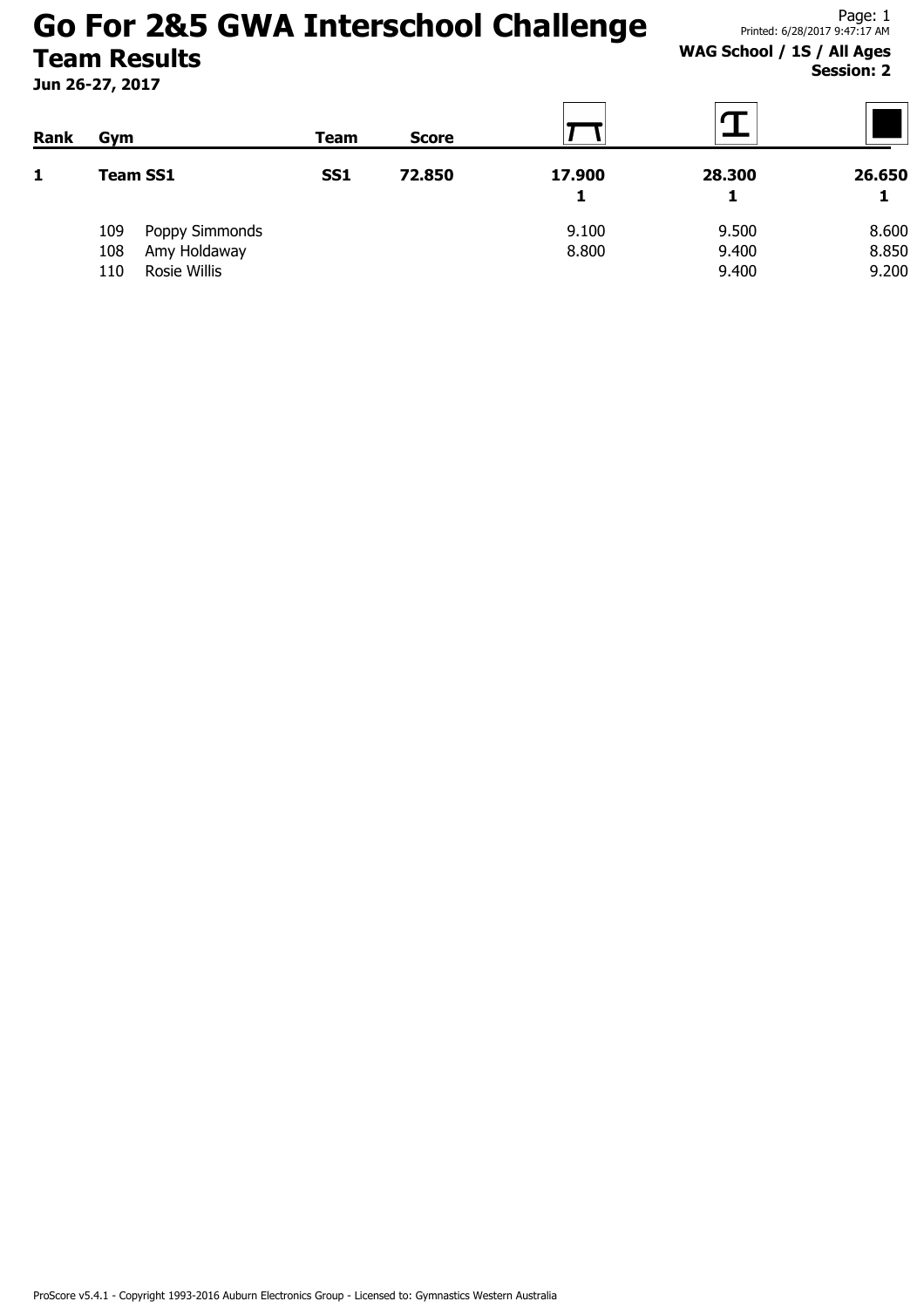# Go For 2&5 GWA Interschool Challenge

## Team Results

**Jun 26-27, 2017**

**WAG School / 1S / All Ages**
**Session: 2**

| Rank | Gym | | Team | Score | Vault | Beam | Floor |
|---|---|---|---|---|---|---|---|
| **1** | **Team SS1** | | **SS1** | **72.850** | **17.900** **1** | **28.300** **1** | **26.650** **1** |
| | 109 | Poppy Simmonds | | | 9.100 | 9.500 | 8.600 |
| | 108 | Amy Holdaway | | | 8.800 | 9.400 | 8.850 |
| | 110 | Rosie Willis | | | | 9.400 | 9.200 |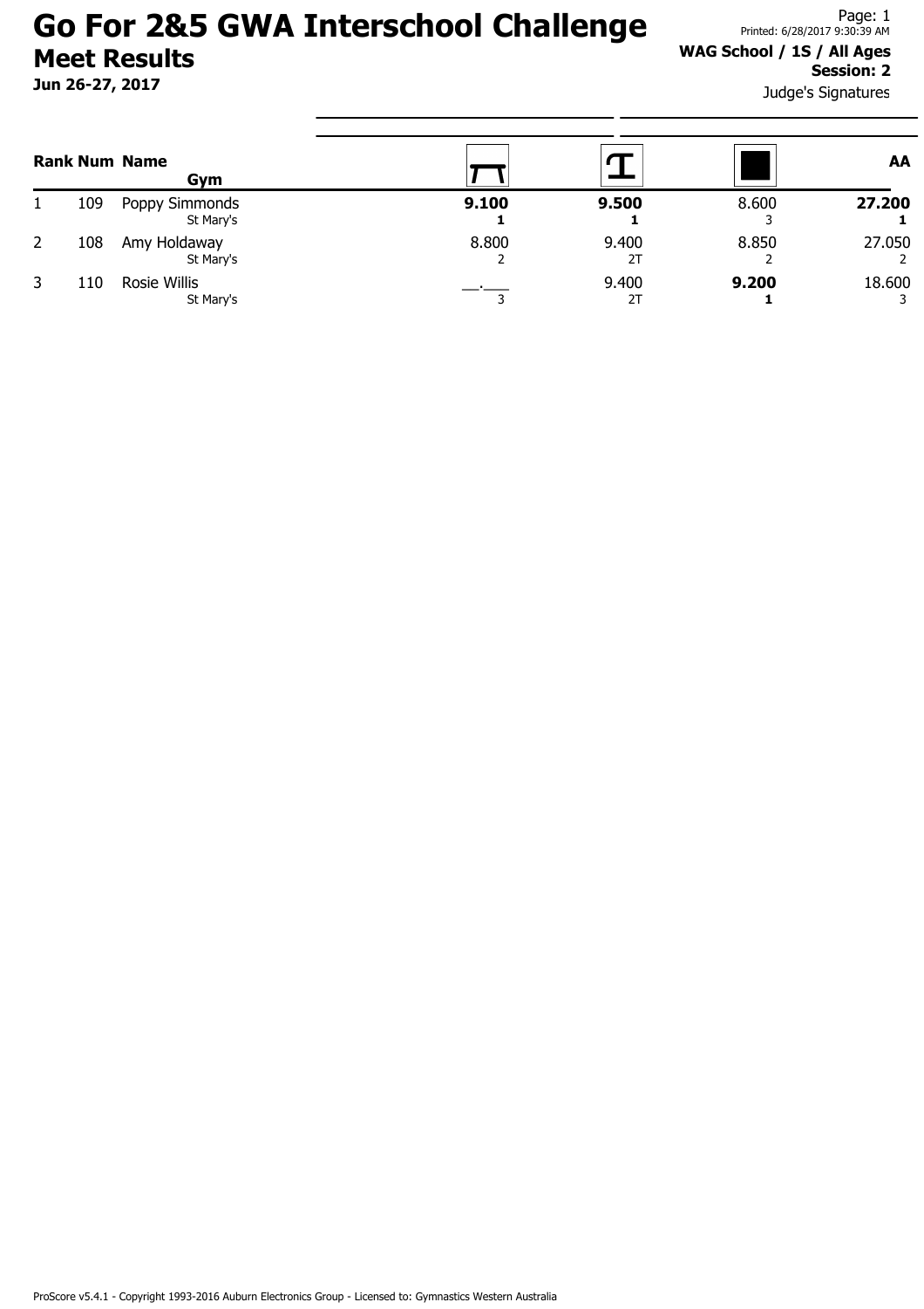# Go For 2&5 GWA Interschool Challenge

## Meet Results

**Jun 26-27, 2017**

Printed: 6/28/2017 9:30:39 AM

**WAG School / 1S / All Ages**

**Session: 2**

Judge's Signatures

| Rank | Num | Name / Gym | Vault | Beam | Floor | AA |
|---|---|---|---|---|---|---|
| 1 | 109 | Poppy Simmonds<br>St Mary's | **9.100**<br>**1** | **9.500**<br>**1** | 8.600<br>3 | **27.200**<br>**1** |
| 2 | 108 | Amy Holdaway<br>St Mary's | 8.800<br>2 | 9.400<br>2T | 8.850<br>2 | 27.050<br>2 |
| 3 | 110 | Rosie Willis<br>St Mary's | __.___<br>3 | 9.400<br>2T | **9.200**<br>**1** | 18.600<br>3 |

ProScore v5.4.1 - Copyright 1993-2016 Auburn Electronics Group - Licensed to: Gymnastics Western Australia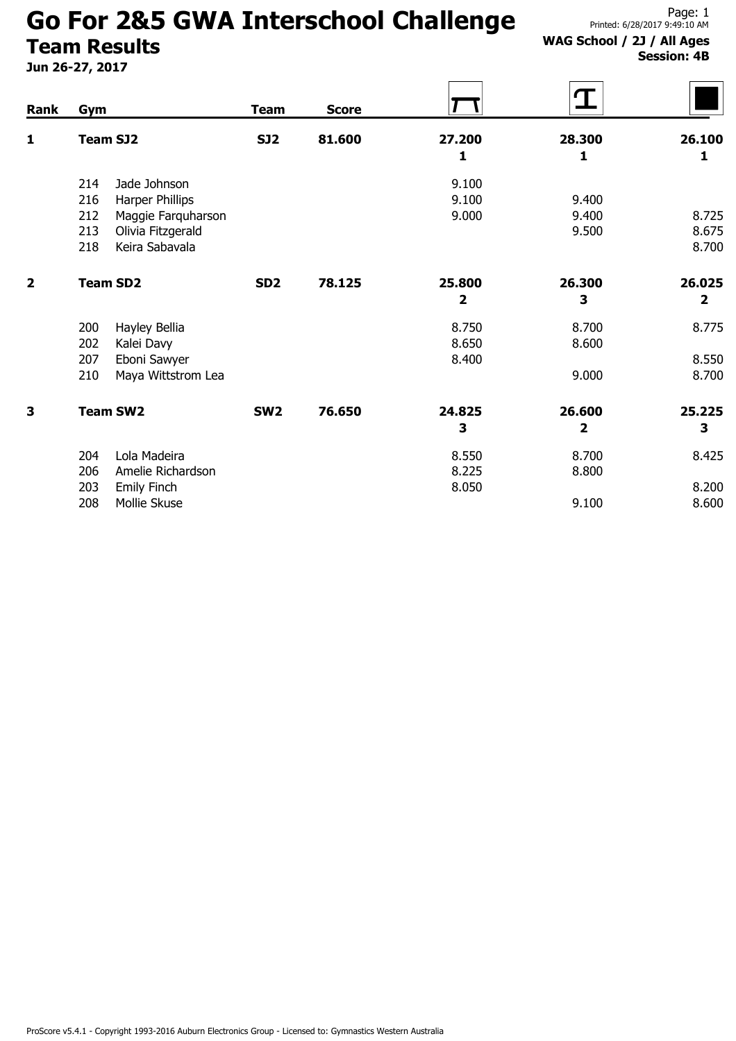# Go For 2&5 GWA Interschool Challenge

## Team Results

**Jun 26-27, 2017**

**WAG School / 2J / All Ages**
**Session: 4B**

| Rank | Gym | | Team | Score | Vault | Beam | Floor |
|---|---|---|---|---|---|---|---|
| **1** | **Team SJ2** | | **SJ2** | **81.600** | **27.200** **1** | **28.300** **1** | **26.100** **1** |
| | 214 | Jade Johnson | | | 9.100 | | |
| | 216 | Harper Phillips | | | 9.100 | 9.400 | |
| | 212 | Maggie Farquharson | | | 9.000 | 9.400 | 8.725 |
| | 213 | Olivia Fitzgerald | | | | 9.500 | 8.675 |
| | 218 | Keira Sabavala | | | | | 8.700 |
| **2** | **Team SD2** | | **SD2** | **78.125** | **25.800** **2** | **26.300** **3** | **26.025** **2** |
| | 200 | Hayley Bellia | | | 8.750 | 8.700 | 8.775 |
| | 202 | Kalei Davy | | | 8.650 | 8.600 | |
| | 207 | Eboni Sawyer | | | 8.400 | | 8.550 |
| | 210 | Maya Wittstrom Lea | | | | 9.000 | 8.700 |
| **3** | **Team SW2** | | **SW2** | **76.650** | **24.825** **3** | **26.600** **2** | **25.225** **3** |
| | 204 | Lola Madeira | | | 8.550 | 8.700 | 8.425 |
| | 206 | Amelie Richardson | | | 8.225 | 8.800 | |
| | 203 | Emily Finch | | | 8.050 | | 8.200 |
| | 208 | Mollie Skuse | | | | 9.100 | 8.600 |

ProScore v5.4.1 - Copyright 1993-2016 Auburn Electronics Group - Licensed to: Gymnastics Western Australia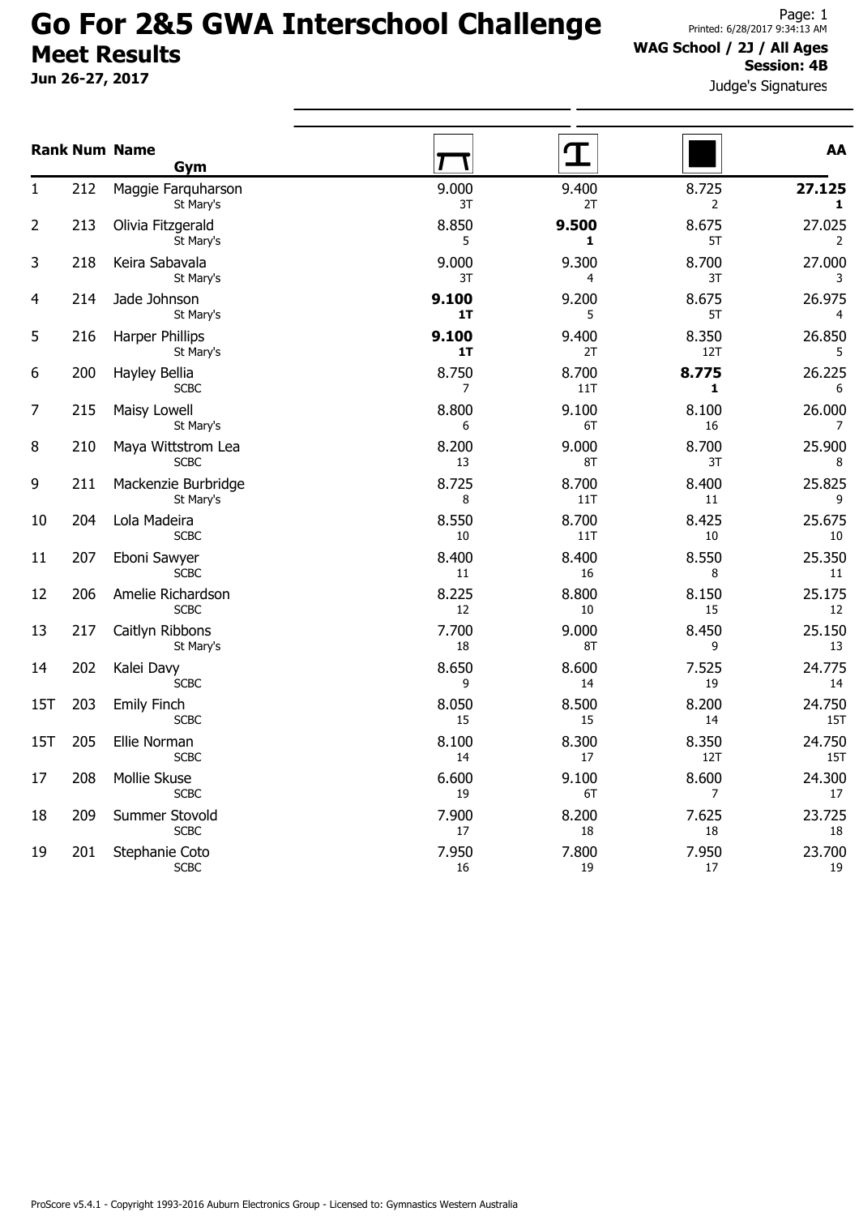# Go For 2&5 GWA Interschool Challenge

## Meet Results

**Jun 26-27, 2017**

Printed: 6/28/2017 9:34:13 AM

**WAG School / 2J / All Ages**

**Session: 4B**

Judge's Signatures

| Rank | Num | Name / Gym | Vault | Beam | Floor | AA |
|---|---|---|---|---|---|---|
| 1 | 212 | Maggie Farquharson<br>St Mary's | 9.000<br>3T | 9.400<br>2T | 8.725<br>2 | **27.125**<br>**1** |
| 2 | 213 | Olivia Fitzgerald<br>St Mary's | 8.850<br>5 | **9.500**<br>**1** | 8.675<br>5T | 27.025<br>2 |
| 3 | 218 | Keira Sabavala<br>St Mary's | 9.000<br>3T | 9.300<br>4 | 8.700<br>3T | 27.000<br>3 |
| 4 | 214 | Jade Johnson<br>St Mary's | **9.100**<br>**1T** | 9.200<br>5 | 8.675<br>5T | 26.975<br>4 |
| 5 | 216 | Harper Phillips<br>St Mary's | **9.100**<br>**1T** | 9.400<br>2T | 8.350<br>12T | 26.850<br>5 |
| 6 | 200 | Hayley Bellia<br>SCBC | 8.750<br>7 | 8.700<br>11T | **8.775**<br>**1** | 26.225<br>6 |
| 7 | 215 | Maisy Lowell<br>St Mary's | 8.800<br>6 | 9.100<br>6T | 8.100<br>16 | 26.000<br>7 |
| 8 | 210 | Maya Wittstrom Lea<br>SCBC | 8.200<br>13 | 9.000<br>8T | 8.700<br>3T | 25.900<br>8 |
| 9 | 211 | Mackenzie Burbridge<br>St Mary's | 8.725<br>8 | 8.700<br>11T | 8.400<br>11 | 25.825<br>9 |
| 10 | 204 | Lola Madeira<br>SCBC | 8.550<br>10 | 8.700<br>11T | 8.425<br>10 | 25.675<br>10 |
| 11 | 207 | Eboni Sawyer<br>SCBC | 8.400<br>11 | 8.400<br>16 | 8.550<br>8 | 25.350<br>11 |
| 12 | 206 | Amelie Richardson<br>SCBC | 8.225<br>12 | 8.800<br>10 | 8.150<br>15 | 25.175<br>12 |
| 13 | 217 | Caitlyn Ribbons<br>St Mary's | 7.700<br>18 | 9.000<br>8T | 8.450<br>9 | 25.150<br>13 |
| 14 | 202 | Kalei Davy<br>SCBC | 8.650<br>9 | 8.600<br>14 | 7.525<br>19 | 24.775<br>14 |
| 15T | 203 | Emily Finch<br>SCBC | 8.050<br>15 | 8.500<br>15 | 8.200<br>14 | 24.750<br>15T |
| 15T | 205 | Ellie Norman<br>SCBC | 8.100<br>14 | 8.300<br>17 | 8.350<br>12T | 24.750<br>15T |
| 17 | 208 | Mollie Skuse<br>SCBC | 6.600<br>19 | 9.100<br>6T | 8.600<br>7 | 24.300<br>17 |
| 18 | 209 | Summer Stovold<br>SCBC | 7.900<br>17 | 8.200<br>18 | 7.625<br>18 | 23.725<br>18 |
| 19 | 201 | Stephanie Coto<br>SCBC | 7.950<br>16 | 7.800<br>19 | 7.950<br>17 | 23.700<br>19 |

ProScore v5.4.1 - Copyright 1993-2016 Auburn Electronics Group - Licensed to: Gymnastics Western Australia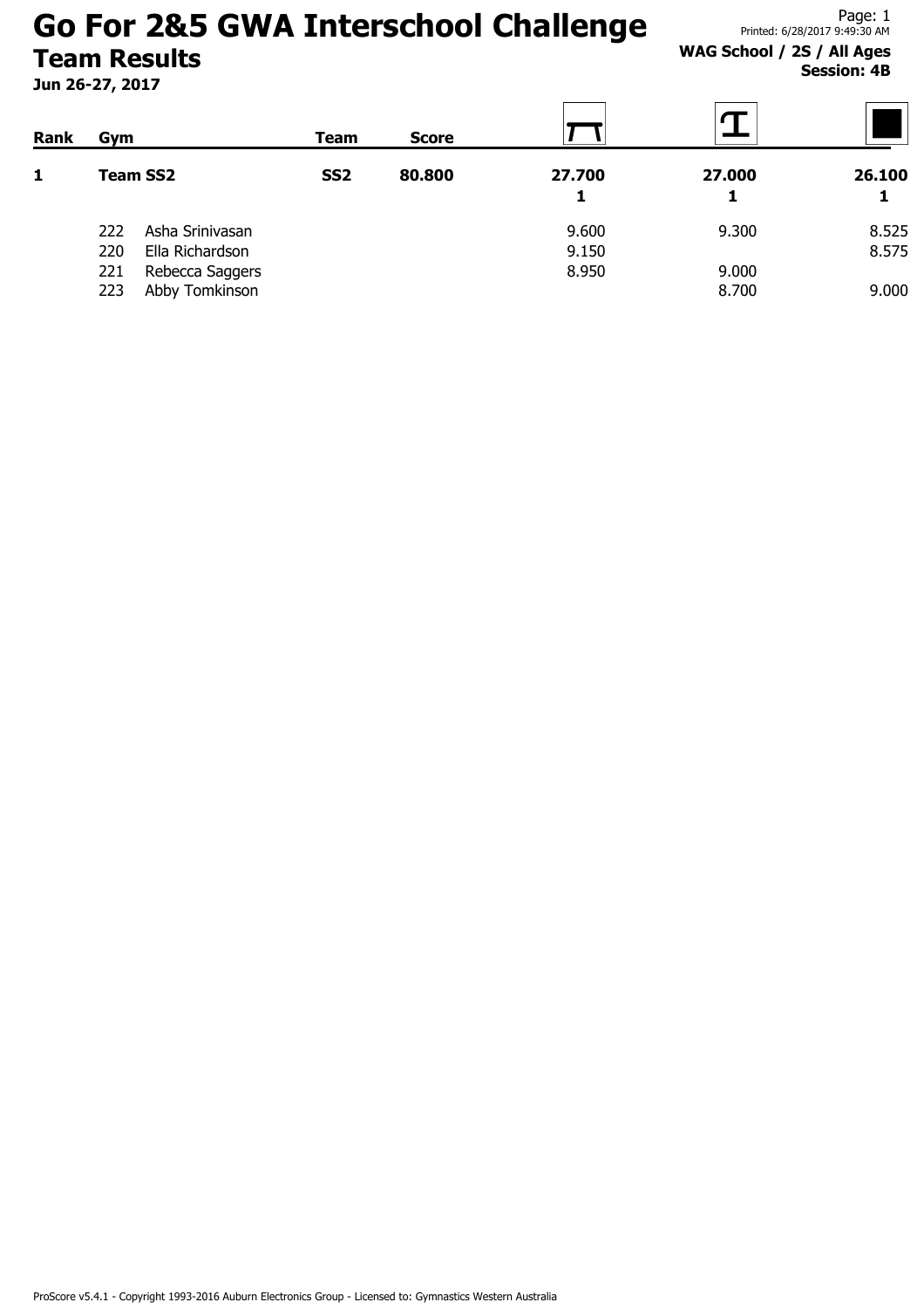# Go For 2&5 GWA Interschool Challenge
## Team Results

**Jun 26-27, 2017**

Printed: 6/28/2017 9:49:30 AM

**WAG School / 2S / All Ages**
**Session: 4B**

| Rank | Gym | | Team | Score | Vault | Beam | Floor |
|---|---|---|---|---|---|---|---|
| **1** | **Team SS2** | | **SS2** | **80.800** | **27.700**<br>**1** | **27.000**<br>**1** | **26.100**<br>**1** |
| | 222 | Asha Srinivasan | | | 9.600 | 9.300 | 8.525 |
| | 220 | Ella Richardson | | | 9.150 | | 8.575 |
| | 221 | Rebecca Saggers | | | 8.950 | 9.000 | |
| | 223 | Abby Tomkinson | | | | 8.700 | 9.000 |

ProScore v5.4.1 - Copyright 1993-2016 Auburn Electronics Group - Licensed to: Gymnastics Western Australia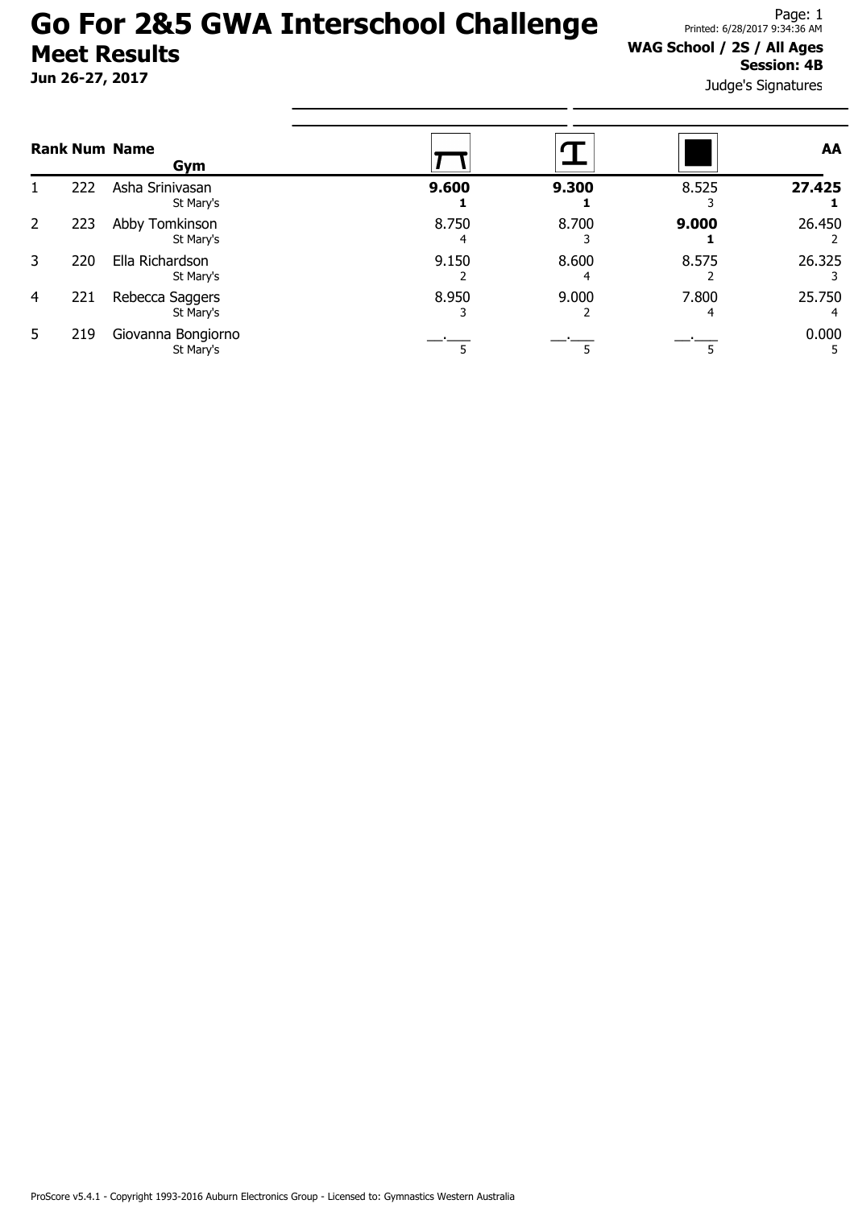# Go For 2&5 GWA Interschool Challenge

## Meet Results

**Jun 26-27, 2017**

**WAG School / 2S / All Ages**

**Session: 4B**

Judge's Signatures

| Rank | Num | Name / Gym | Vault | Beam | Floor | AA |
|---|---|---|---|---|---|---|
| 1 | 222 | Asha Srinivasan<br>St Mary's | **9.600**<br>**1** | **9.300**<br>**1** | 8.525<br>3 | **27.425**<br>**1** |
| 2 | 223 | Abby Tomkinson<br>St Mary's | 8.750<br>4 | 8.700<br>3 | **9.000**<br>**1** | 26.450<br>2 |
| 3 | 220 | Ella Richardson<br>St Mary's | 9.150<br>2 | 8.600<br>4 | 8.575<br>2 | 26.325<br>3 |
| 4 | 221 | Rebecca Saggers<br>St Mary's | 8.950<br>3 | 9.000<br>2 | 7.800<br>4 | 25.750<br>4 |
| 5 | 219 | Giovanna Bongiorno<br>St Mary's | \_\_.\_\_\_<br>5 | \_\_.\_\_\_<br>5 | \_\_.\_\_\_<br>5 | 0.000<br>5 |

ProScore v5.4.1 - Copyright 1993-2016 Auburn Electronics Group - Licensed to: Gymnastics Western Australia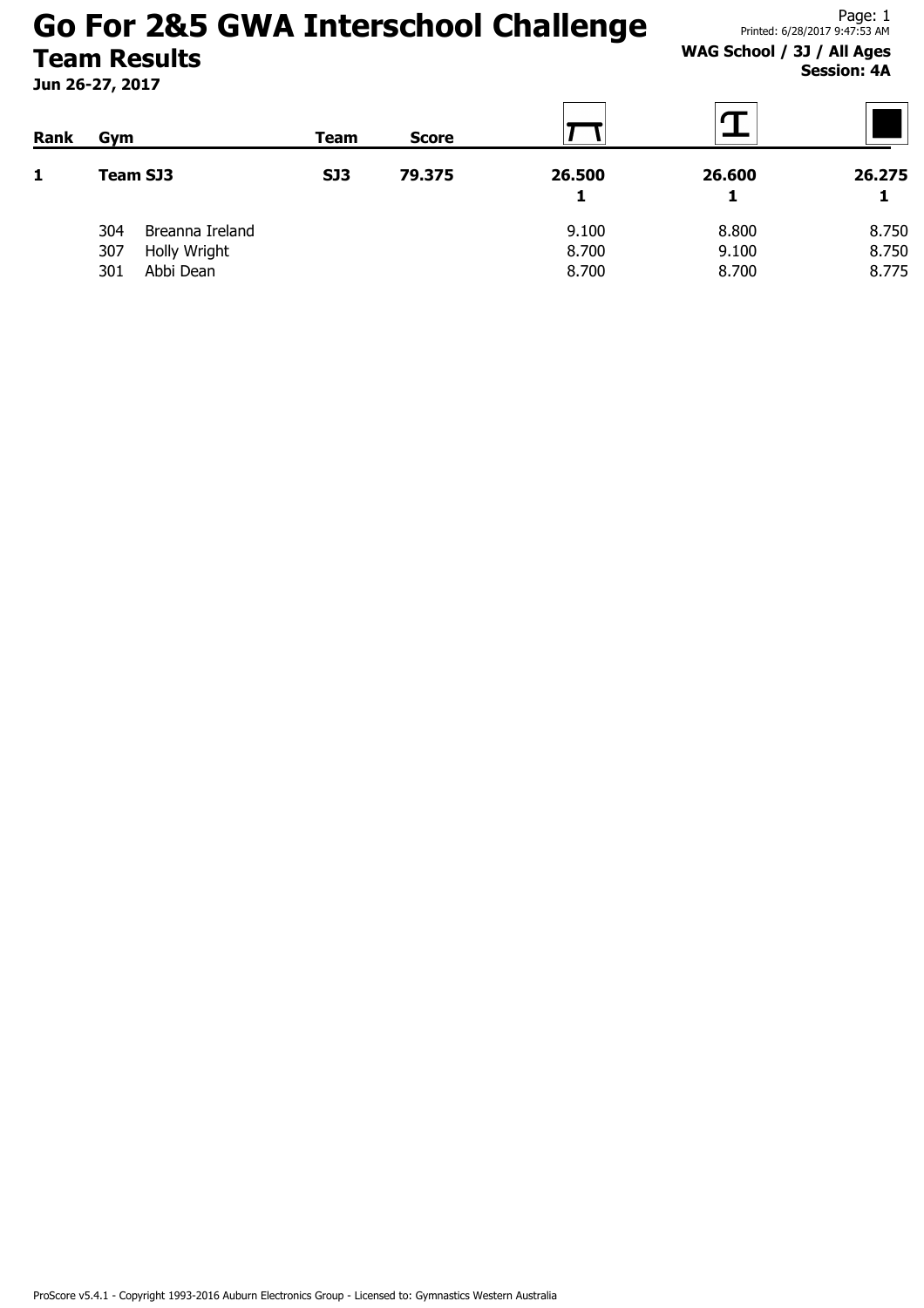# Go For 2&5 GWA Interschool Challenge

## Team Results

**Jun 26-27, 2017**

**WAG School / 3J / All Ages**
**Session: 4A**

| Rank | Gym | Team | Score | Vault | Beam | Floor |
|---|---|---|---|---|---|---|
| **1** | **Team SJ3** | **SJ3** | **79.375** | **26.500** | **26.600** | **26.275** |
| | | | | **1** | **1** | **1** |
| | 304 Breanna Ireland | | | 9.100 | 8.800 | 8.750 |
| | 307 Holly Wright | | | 8.700 | 9.100 | 8.750 |
| | 301 Abbi Dean | | | 8.700 | 8.700 | 8.775 |

ProScore v5.4.1 - Copyright 1993-2016 Auburn Electronics Group - Licensed to: Gymnastics Western Australia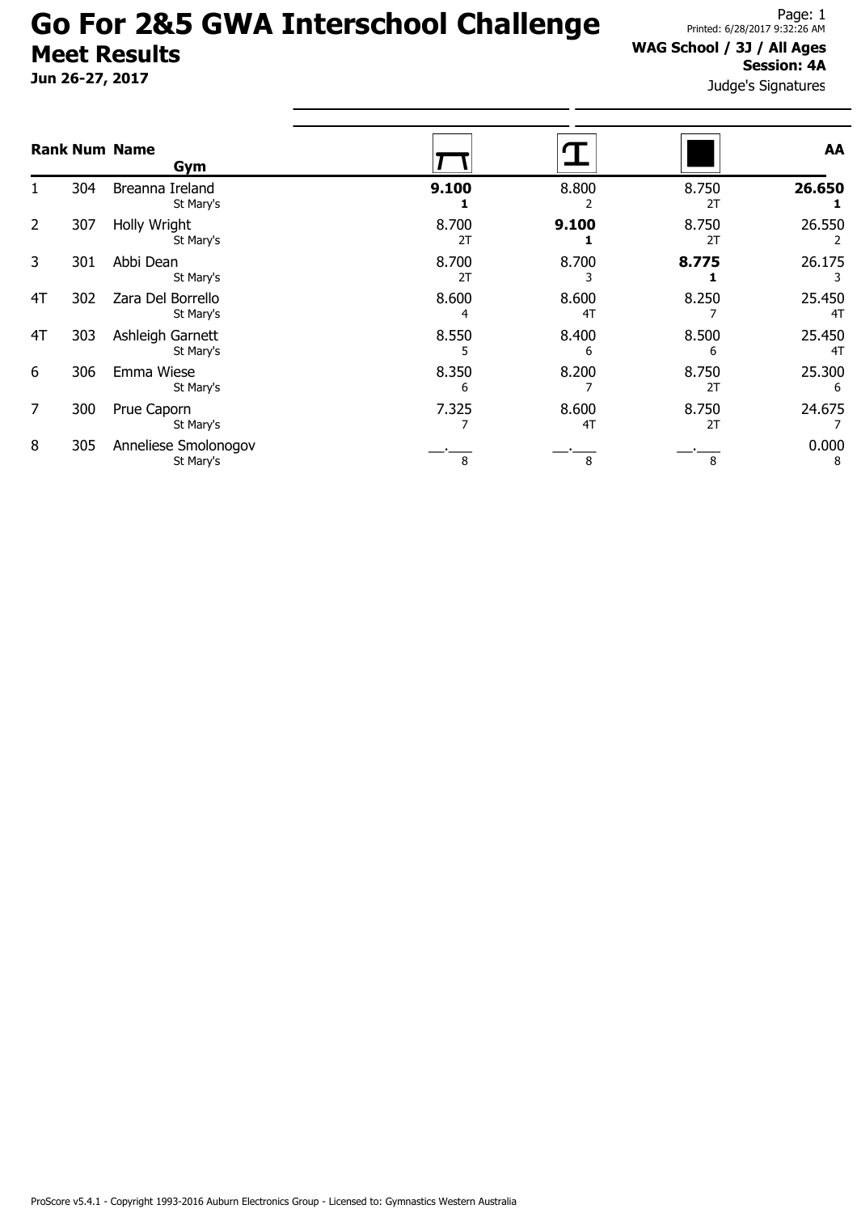# Go For 2&5 GWA Interschool Challenge

## Meet Results

**Jun 26-27, 2017**

**WAG School / 3J / All Ages**
**Session: 4A**

Judge's Signatures

| Rank | Num | Name / Gym | Vault | Beam | Floor | AA |
|---|---|---|---|---|---|---|
| 1 | 304 | Breanna Ireland<br>St Mary's | **9.100**<br>**1** | 8.800<br>2 | 8.750<br>2T | **26.650**<br>**1** |
| 2 | 307 | Holly Wright<br>St Mary's | 8.700<br>2T | **9.100**<br>**1** | 8.750<br>2T | 26.550<br>2 |
| 3 | 301 | Abbi Dean<br>St Mary's | 8.700<br>2T | 8.700<br>3 | **8.775**<br>**1** | 26.175<br>3 |
| 4T | 302 | Zara Del Borrello<br>St Mary's | 8.600<br>4 | 8.600<br>4T | 8.250<br>7 | 25.450<br>4T |
| 4T | 303 | Ashleigh Garnett<br>St Mary's | 8.550<br>5 | 8.400<br>6 | 8.500<br>6 | 25.450<br>4T |
| 6 | 306 | Emma Wiese<br>St Mary's | 8.350<br>6 | 8.200<br>7 | 8.750<br>2T | 25.300<br>6 |
| 7 | 300 | Prue Caporn<br>St Mary's | 7.325<br>7 | 8.600<br>4T | 8.750<br>2T | 24.675<br>7 |
| 8 | 305 | Anneliese Smolonogov<br>St Mary's | __.___<br>8 | __.___<br>8 | __.___<br>8 | 0.000<br>8 |

ProScore v5.4.1 - Copyright 1993-2016 Auburn Electronics Group - Licensed to: Gymnastics Western Australia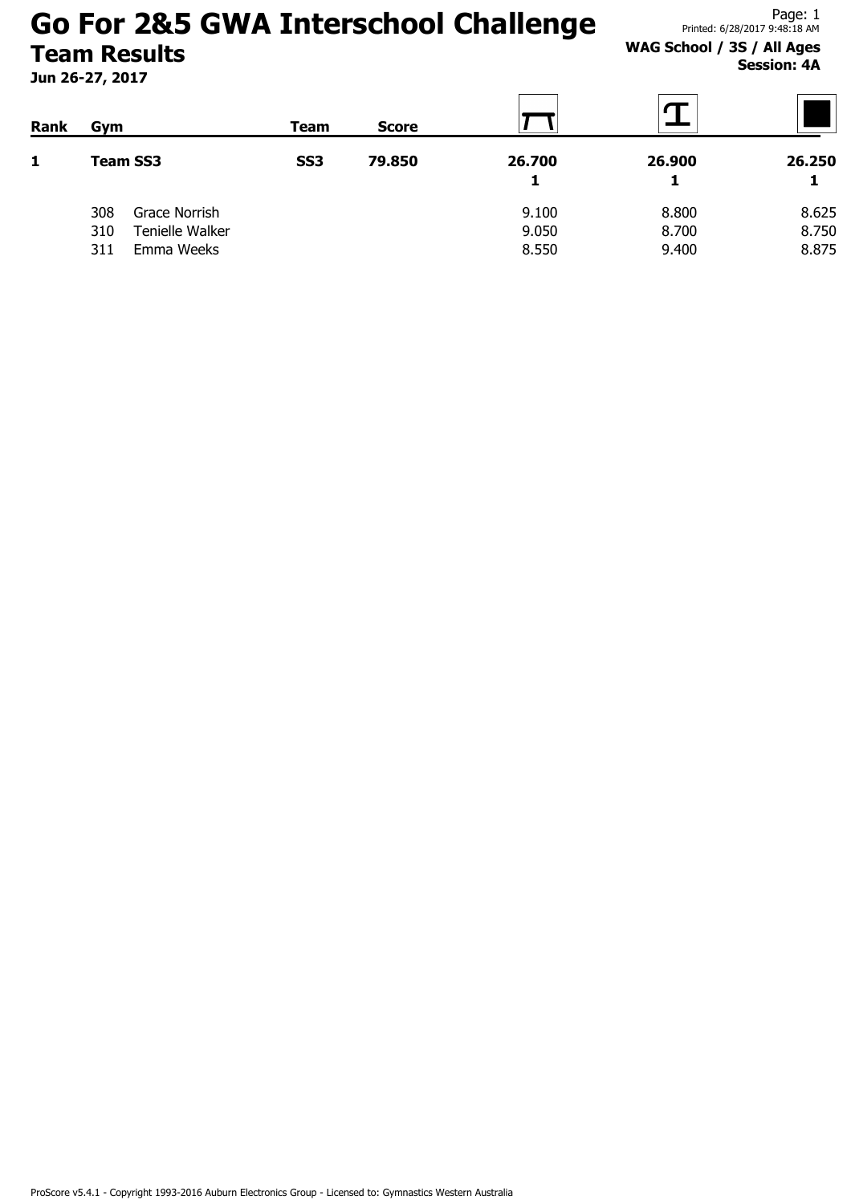# Go For 2&5 GWA Interschool Challenge

## Team Results

**Jun 26-27, 2017**

**WAG School / 3S / All Ages**
**Session: 4A**

| Rank | Gym | Team | Score | Vault | Beam | Floor |
|---|---|---|---|---|---|---|
| **1** | **Team SS3** | **SS3** | **79.850** | **26.700** **1** | **26.900** **1** | **26.250** **1** |
| | 308 Grace Norrish | | | 9.100 | 8.800 | 8.625 |
| | 310 Tenielle Walker | | | 9.050 | 8.700 | 8.750 |
| | 311 Emma Weeks | | | 8.550 | 9.400 | 8.875 |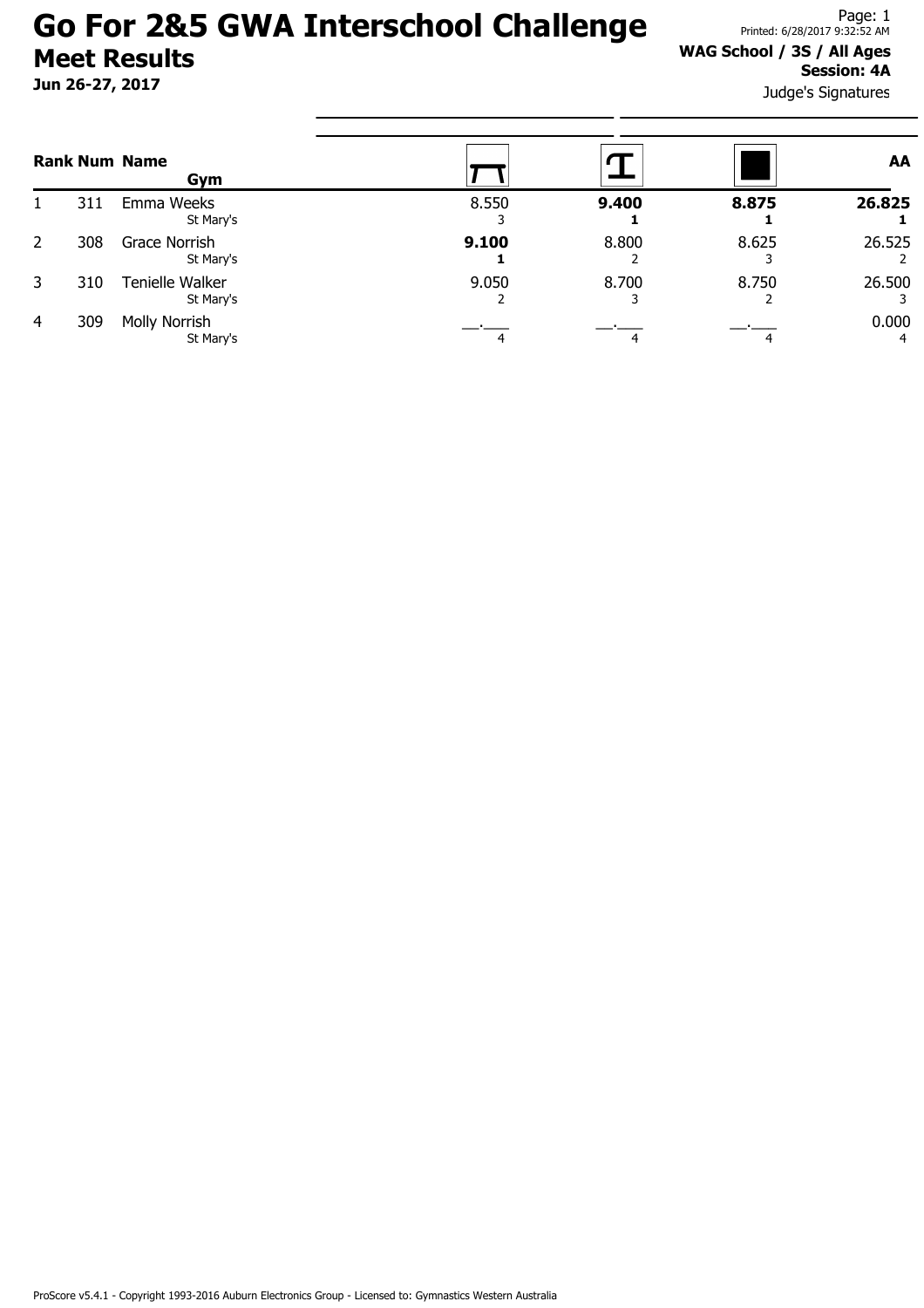# Go For 2&5 GWA Interschool Challenge

## Meet Results

**Jun 26-27, 2017**

Printed: 6/28/2017 9:32:52 AM

**WAG School / 3S / All Ages**

**Session: 4A**

Judge's Signatures

| Rank | Num | Name / Gym | Vault | Beam | Floor | AA |
|---|---|---|---|---|---|---|
| 1 | 311 | Emma Weeks<br>St Mary's | 8.550<br>3 | **9.400**<br>**1** | **8.875**<br>**1** | **26.825**<br>**1** |
| 2 | 308 | Grace Norrish<br>St Mary's | **9.100**<br>**1** | 8.800<br>2 | 8.625<br>3 | 26.525<br>2 |
| 3 | 310 | Tenielle Walker<br>St Mary's | 9.050<br>2 | 8.700<br>3 | 8.750<br>2 | 26.500<br>3 |
| 4 | 309 | Molly Norrish<br>St Mary's | __.___<br>4 | __.___<br>4 | __.___<br>4 | 0.000<br>4 |

ProScore v5.4.1 - Copyright 1993-2016 Auburn Electronics Group - Licensed to: Gymnastics Western Australia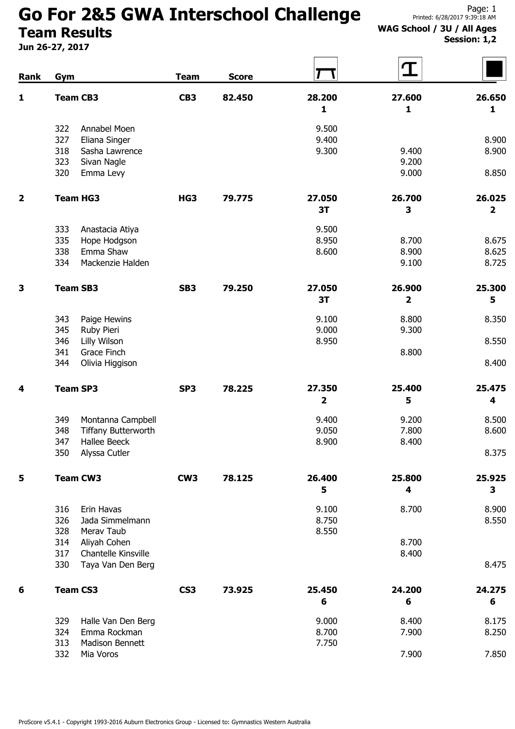# Go For 2&5 GWA Interschool Challenge

## Team Results

**Jun 26-27, 2017**

Printed: 6/28/2017 9:39:18 AM

**WAG School / 3U / All Ages**
**Session: 1,2**

| Rank | Gym | | Team | Score | Vault | Beam | Floor |
|---|---|---|---|---|---|---|---|
| **1** | **Team CB3** | | **CB3** | **82.450** | **28.200** | **27.600** | **26.650** |
| | | | | | **1** | **1** | **1** |
| | 322 | Annabel Moen | | | 9.500 | | |
| | 327 | Eliana Singer | | | 9.400 | | 8.900 |
| | 318 | Sasha Lawrence | | | 9.300 | 9.400 | 8.900 |
| | 323 | Sivan Nagle | | | | 9.200 | |
| | 320 | Emma Levy | | | | 9.000 | 8.850 |
| **2** | **Team HG3** | | **HG3** | **79.775** | **27.050** | **26.700** | **26.025** |
| | | | | | **3T** | **3** | **2** |
| | 333 | Anastacia Atiya | | | 9.500 | | |
| | 335 | Hope Hodgson | | | 8.950 | 8.700 | 8.675 |
| | 338 | Emma Shaw | | | 8.600 | 8.900 | 8.625 |
| | 334 | Mackenzie Halden | | | | 9.100 | 8.725 |
| **3** | **Team SB3** | | **SB3** | **79.250** | **27.050** | **26.900** | **25.300** |
| | | | | | **3T** | **2** | **5** |
| | 343 | Paige Hewins | | | 9.100 | 8.800 | 8.350 |
| | 345 | Ruby Pieri | | | 9.000 | 9.300 | |
| | 346 | Lilly Wilson | | | 8.950 | | 8.550 |
| | 341 | Grace Finch | | | | 8.800 | |
| | 344 | Olivia Higgison | | | | | 8.400 |
| **4** | **Team SP3** | | **SP3** | **78.225** | **27.350** | **25.400** | **25.475** |
| | | | | | **2** | **5** | **4** |
| | 349 | Montanna Campbell | | | 9.400 | 9.200 | 8.500 |
| | 348 | Tiffany Butterworth | | | 9.050 | 7.800 | 8.600 |
| | 347 | Hallee Beeck | | | 8.900 | 8.400 | |
| | 350 | Alyssa Cutler | | | | | 8.375 |
| **5** | **Team CW3** | | **CW3** | **78.125** | **26.400** | **25.800** | **25.925** |
| | | | | | **5** | **4** | **3** |
| | 316 | Erin Havas | | | 9.100 | 8.700 | 8.900 |
| | 326 | Jada Simmelmann | | | 8.750 | | 8.550 |
| | 328 | Merav Taub | | | 8.550 | | |
| | 314 | Aliyah Cohen | | | | 8.700 | |
| | 317 | Chantelle Kinsville | | | | 8.400 | |
| | 330 | Taya Van Den Berg | | | | | 8.475 |
| **6** | **Team CS3** | | **CS3** | **73.925** | **25.450** | **24.200** | **24.275** |
| | | | | | **6** | **6** | **6** |
| | 329 | Halle Van Den Berg | | | 9.000 | 8.400 | 8.175 |
| | 324 | Emma Rockman | | | 8.700 | 7.900 | 8.250 |
| | 313 | Madison Bennett | | | 7.750 | | |
| | 332 | Mia Voros | | | | 7.900 | 7.850 |

ProScore v5.4.1 - Copyright 1993-2016 Auburn Electronics Group - Licensed to: Gymnastics Western Australia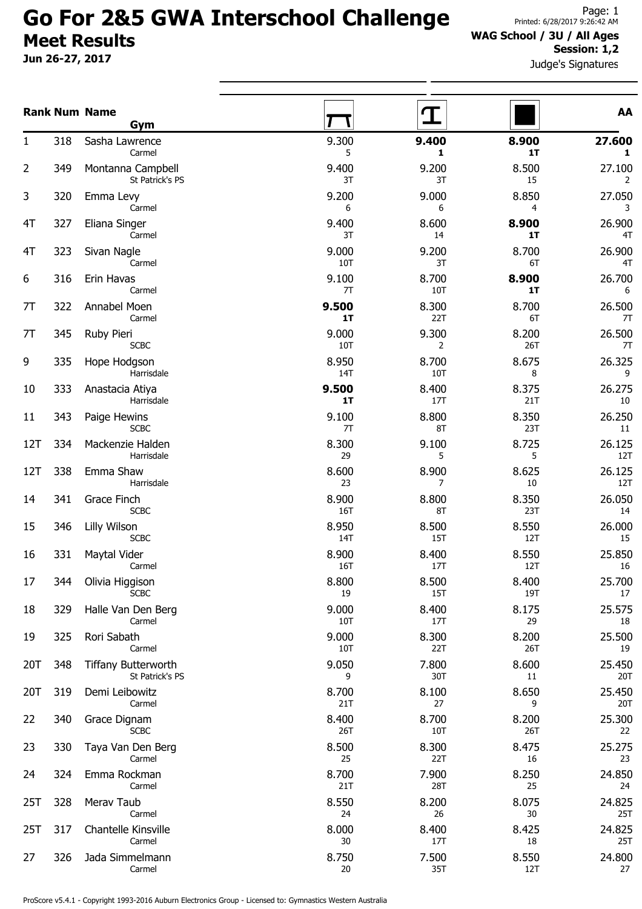# Go For 2&5 GWA Interschool Challenge

## Meet Results

**Jun 26-27, 2017**

Printed: 6/28/2017 9:26:42 AM

**WAG School / 3U / All Ages**

**Session: 1,2**

Judge's Signatures

| Rank | Num | Name / Gym | Vault | Beam | Floor | AA |
|---|---|---|---|---|---|---|
| 1 | 318 | Sasha Lawrence<br>Carmel | 9.300<br>5 | **9.400**<br>**1** | **8.900**<br>**1T** | **27.600**<br>**1** |
| 2 | 349 | Montanna Campbell<br>St Patrick's PS | 9.400<br>3T | 9.200<br>3T | 8.500<br>15 | 27.100<br>2 |
| 3 | 320 | Emma Levy<br>Carmel | 9.200<br>6 | 9.000<br>6 | 8.850<br>4 | 27.050<br>3 |
| 4T | 327 | Eliana Singer<br>Carmel | 9.400<br>3T | 8.600<br>14 | **8.900**<br>**1T** | 26.900<br>4T |
| 4T | 323 | Sivan Nagle<br>Carmel | 9.000<br>10T | 9.200<br>3T | 8.700<br>6T | 26.900<br>4T |
| 6 | 316 | Erin Havas<br>Carmel | 9.100<br>7T | 8.700<br>10T | **8.900**<br>**1T** | 26.700<br>6 |
| 7T | 322 | Annabel Moen<br>Carmel | **9.500**<br>**1T** | 8.300<br>22T | 8.700<br>6T | 26.500<br>7T |
| 7T | 345 | Ruby Pieri<br>SCBC | 9.000<br>10T | 9.300<br>2 | 8.200<br>26T | 26.500<br>7T |
| 9 | 335 | Hope Hodgson<br>Harrisdale | 8.950<br>14T | 8.700<br>10T | 8.675<br>8 | 26.325<br>9 |
| 10 | 333 | Anastacia Atiya<br>Harrisdale | **9.500**<br>**1T** | 8.400<br>17T | 8.375<br>21T | 26.275<br>10 |
| 11 | 343 | Paige Hewins<br>SCBC | 9.100<br>7T | 8.800<br>8T | 8.350<br>23T | 26.250<br>11 |
| 12T | 334 | Mackenzie Halden<br>Harrisdale | 8.300<br>29 | 9.100<br>5 | 8.725<br>5 | 26.125<br>12T |
| 12T | 338 | Emma Shaw<br>Harrisdale | 8.600<br>23 | 8.900<br>7 | 8.625<br>10 | 26.125<br>12T |
| 14 | 341 | Grace Finch<br>SCBC | 8.900<br>16T | 8.800<br>8T | 8.350<br>23T | 26.050<br>14 |
| 15 | 346 | Lilly Wilson<br>SCBC | 8.950<br>14T | 8.500<br>15T | 8.550<br>12T | 26.000<br>15 |
| 16 | 331 | Maytal Vider<br>Carmel | 8.900<br>16T | 8.400<br>17T | 8.550<br>12T | 25.850<br>16 |
| 17 | 344 | Olivia Higgison<br>SCBC | 8.800<br>19 | 8.500<br>15T | 8.400<br>19T | 25.700<br>17 |
| 18 | 329 | Halle Van Den Berg<br>Carmel | 9.000<br>10T | 8.400<br>17T | 8.175<br>29 | 25.575<br>18 |
| 19 | 325 | Rori Sabath<br>Carmel | 9.000<br>10T | 8.300<br>22T | 8.200<br>26T | 25.500<br>19 |
| 20T | 348 | Tiffany Butterworth<br>St Patrick's PS | 9.050<br>9 | 7.800<br>30T | 8.600<br>11 | 25.450<br>20T |
| 20T | 319 | Demi Leibowitz<br>Carmel | 8.700<br>21T | 8.100<br>27 | 8.650<br>9 | 25.450<br>20T |
| 22 | 340 | Grace Dignam<br>SCBC | 8.400<br>26T | 8.700<br>10T | 8.200<br>26T | 25.300<br>22 |
| 23 | 330 | Taya Van Den Berg<br>Carmel | 8.500<br>25 | 8.300<br>22T | 8.475<br>16 | 25.275<br>23 |
| 24 | 324 | Emma Rockman<br>Carmel | 8.700<br>21T | 7.900<br>28T | 8.250<br>25 | 24.850<br>24 |
| 25T | 328 | Merav Taub<br>Carmel | 8.550<br>24 | 8.200<br>26 | 8.075<br>30 | 24.825<br>25T |
| 25T | 317 | Chantelle Kinsville<br>Carmel | 8.000<br>30 | 8.400<br>17T | 8.425<br>18 | 24.825<br>25T |
| 27 | 326 | Jada Simmelmann<br>Carmel | 8.750<br>20 | 7.500<br>35T | 8.550<br>12T | 24.800<br>27 |

ProScore v5.4.1 - Copyright 1993-2016 Auburn Electronics Group - Licensed to: Gymnastics Western Australia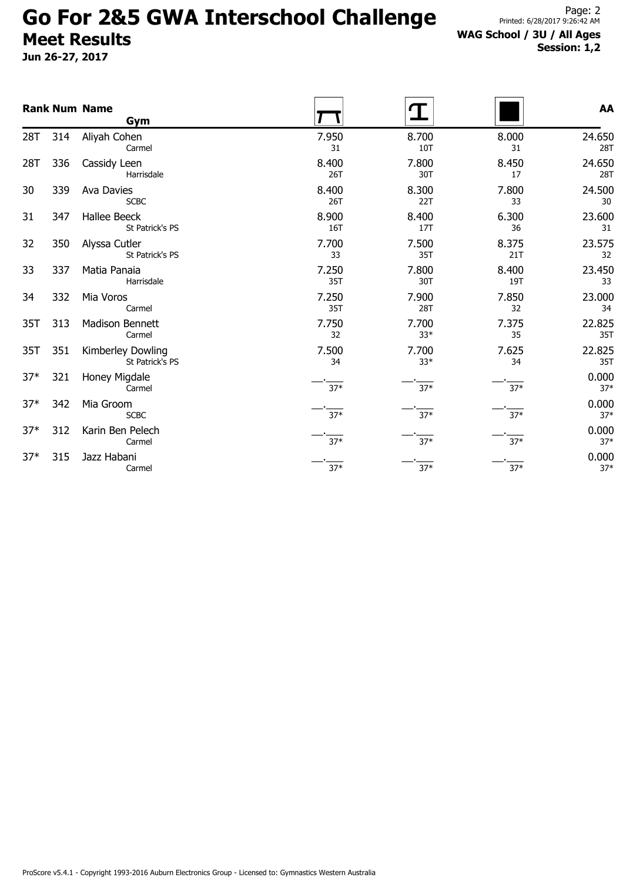# Go For 2&5 GWA Interschool Challenge

## Meet Results

**Jun 26-27, 2017**

**WAG School / 3U / All Ages**
**Session: 1,2**

| Rank | Num | Name / Gym | Vault | Beam | Floor | AA |
|---|---|---|---|---|---|---|
| 28T | 314 | Aliyah Cohen<br>Carmel | 7.950<br>31 | 8.700<br>10T | 8.000<br>31 | 24.650<br>28T |
| 28T | 336 | Cassidy Leen<br>Harrisdale | 8.400<br>26T | 7.800<br>30T | 8.450<br>17 | 24.650<br>28T |
| 30 | 339 | Ava Davies<br>SCBC | 8.400<br>26T | 8.300<br>22T | 7.800<br>33 | 24.500<br>30 |
| 31 | 347 | Hallee Beeck<br>St Patrick's PS | 8.900<br>16T | 8.400<br>17T | 6.300<br>36 | 23.600<br>31 |
| 32 | 350 | Alyssa Cutler<br>St Patrick's PS | 7.700<br>33 | 7.500<br>35T | 8.375<br>21T | 23.575<br>32 |
| 33 | 337 | Matia Panaia<br>Harrisdale | 7.250<br>35T | 7.800<br>30T | 8.400<br>19T | 23.450<br>33 |
| 34 | 332 | Mia Voros<br>Carmel | 7.250<br>35T | 7.900<br>28T | 7.850<br>32 | 23.000<br>34 |
| 35T | 313 | Madison Bennett<br>Carmel | 7.750<br>32 | 7.700<br>33* | 7.375<br>35 | 22.825<br>35T |
| 35T | 351 | Kimberley Dowling<br>St Patrick's PS | 7.500<br>34 | 7.700<br>33* | 7.625<br>34 | 22.825<br>35T |
| 37* | 321 | Honey Migdale<br>Carmel | __.___<br>37* | __.___<br>37* | __.___<br>37* | 0.000<br>37* |
| 37* | 342 | Mia Groom<br>SCBC | __.___<br>37* | __.___<br>37* | __.___<br>37* | 0.000<br>37* |
| 37* | 312 | Karin Ben Pelech<br>Carmel | __.___<br>37* | __.___<br>37* | __.___<br>37* | 0.000<br>37* |
| 37* | 315 | Jazz Habani<br>Carmel | __.___<br>37* | __.___<br>37* | __.___<br>37* | 0.000<br>37* |

ProScore v5.4.1 - Copyright 1993-2016 Auburn Electronics Group - Licensed to: Gymnastics Western Australia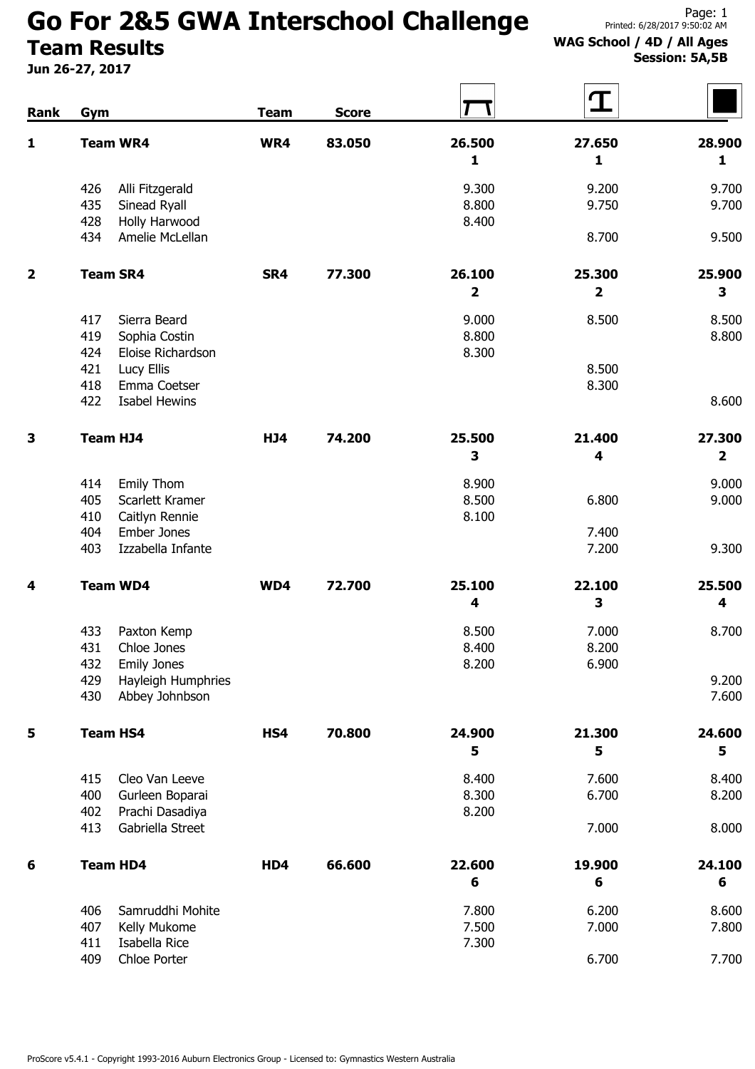# Go For 2&5 GWA Interschool Challenge

## Team Results

**Jun 26-27, 2017**

**WAG School / 4D / All Ages**
**Session: 5A,5B**

Printed: 6/28/2017 9:50:02 AM

| Rank | Gym | | Team | Score | Vault | Beam | Floor |
|---|---|---|---|---|---|---|---|
| **1** | **Team WR4** | | **WR4** | **83.050** | **26.500** **1** | **27.650** **1** | **28.900** **1** |
| | 426 | Alli Fitzgerald | | | 9.300 | 9.200 | 9.700 |
| | 435 | Sinead Ryall | | | 8.800 | 9.750 | 9.700 |
| | 428 | Holly Harwood | | | 8.400 | | |
| | 434 | Amelie McLellan | | | | 8.700 | 9.500 |
| **2** | **Team SR4** | | **SR4** | **77.300** | **26.100** **2** | **25.300** **2** | **25.900** **3** |
| | 417 | Sierra Beard | | | 9.000 | 8.500 | 8.500 |
| | 419 | Sophia Costin | | | 8.800 | | 8.800 |
| | 424 | Eloise Richardson | | | 8.300 | | |
| | 421 | Lucy Ellis | | | | 8.500 | |
| | 418 | Emma Coetser | | | | 8.300 | |
| | 422 | Isabel Hewins | | | | | 8.600 |
| **3** | **Team HJ4** | | **HJ4** | **74.200** | **25.500** **3** | **21.400** **4** | **27.300** **2** |
| | 414 | Emily Thom | | | 8.900 | | 9.000 |
| | 405 | Scarlett Kramer | | | 8.500 | 6.800 | 9.000 |
| | 410 | Caitlyn Rennie | | | 8.100 | | |
| | 404 | Ember Jones | | | | 7.400 | |
| | 403 | Izzabella Infante | | | | 7.200 | 9.300 |
| **4** | **Team WD4** | | **WD4** | **72.700** | **25.100** **4** | **22.100** **3** | **25.500** **4** |
| | 433 | Paxton Kemp | | | 8.500 | 7.000 | 8.700 |
| | 431 | Chloe Jones | | | 8.400 | 8.200 | |
| | 432 | Emily Jones | | | 8.200 | 6.900 | |
| | 429 | Hayleigh Humphries | | | | | 9.200 |
| | 430 | Abbey Johnbson | | | | | 7.600 |
| **5** | **Team HS4** | | **HS4** | **70.800** | **24.900** **5** | **21.300** **5** | **24.600** **5** |
| | 415 | Cleo Van Leeve | | | 8.400 | 7.600 | 8.400 |
| | 400 | Gurleen Boparai | | | 8.300 | 6.700 | 8.200 |
| | 402 | Prachi Dasadiya | | | 8.200 | | |
| | 413 | Gabriella Street | | | | 7.000 | 8.000 |
| **6** | **Team HD4** | | **HD4** | **66.600** | **22.600** **6** | **19.900** **6** | **24.100** **6** |
| | 406 | Samruddhi Mohite | | | 7.800 | 6.200 | 8.600 |
| | 407 | Kelly Mukome | | | 7.500 | 7.000 | 7.800 |
| | 411 | Isabella Rice | | | 7.300 | | |
| | 409 | Chloe Porter | | | | 6.700 | 7.700 |

ProScore v5.4.1 - Copyright 1993-2016 Auburn Electronics Group - Licensed to: Gymnastics Western Australia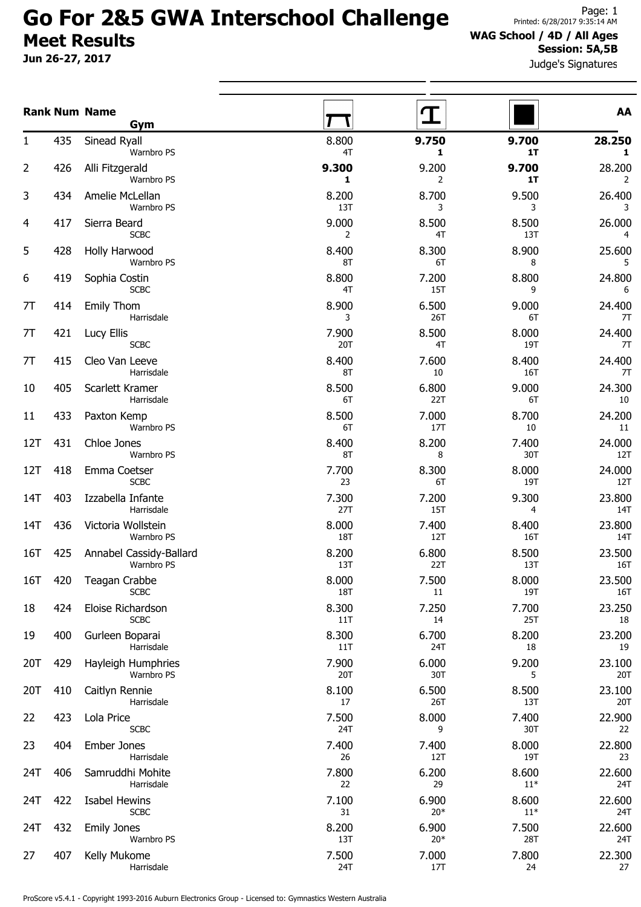# Go For 2&5 GWA Interschool Challenge

## Meet Results

**Jun 26-27, 2017**

Printed: 6/28/2017 9:35:14 AM

**WAG School / 4D / All Ages**

**Session: 5A,5B**

Judge's Signatures

| Rank | Num | Name / Gym | Vault | Beam | Floor | AA |
|---|---|---|---|---|---|---|
| 1 | 435 | Sinead Ryall<br>Warnbro PS | 8.800<br>4T | **9.750**<br>**1** | **9.700**<br>**1T** | **28.250**<br>**1** |
| 2 | 426 | Alli Fitzgerald<br>Warnbro PS | **9.300**<br>**1** | 9.200<br>2 | **9.700**<br>**1T** | 28.200<br>2 |
| 3 | 434 | Amelie McLellan<br>Warnbro PS | 8.200<br>13T | 8.700<br>3 | 9.500<br>3 | 26.400<br>3 |
| 4 | 417 | Sierra Beard<br>SCBC | 9.000<br>2 | 8.500<br>4T | 8.500<br>13T | 26.000<br>4 |
| 5 | 428 | Holly Harwood<br>Warnbro PS | 8.400<br>8T | 8.300<br>6T | 8.900<br>8 | 25.600<br>5 |
| 6 | 419 | Sophia Costin<br>SCBC | 8.800<br>4T | 7.200<br>15T | 8.800<br>9 | 24.800<br>6 |
| 7T | 414 | Emily Thom<br>Harrisdale | 8.900<br>3 | 6.500<br>26T | 9.000<br>6T | 24.400<br>7T |
| 7T | 421 | Lucy Ellis<br>SCBC | 7.900<br>20T | 8.500<br>4T | 8.000<br>19T | 24.400<br>7T |
| 7T | 415 | Cleo Van Leeve<br>Harrisdale | 8.400<br>8T | 7.600<br>10 | 8.400<br>16T | 24.400<br>7T |
| 10 | 405 | Scarlett Kramer<br>Harrisdale | 8.500<br>6T | 6.800<br>22T | 9.000<br>6T | 24.300<br>10 |
| 11 | 433 | Paxton Kemp<br>Warnbro PS | 8.500<br>6T | 7.000<br>17T | 8.700<br>10 | 24.200<br>11 |
| 12T | 431 | Chloe Jones<br>Warnbro PS | 8.400<br>8T | 8.200<br>8 | 7.400<br>30T | 24.000<br>12T |
| 12T | 418 | Emma Coetser<br>SCBC | 7.700<br>23 | 8.300<br>6T | 8.000<br>19T | 24.000<br>12T |
| 14T | 403 | Izzabella Infante<br>Harrisdale | 7.300<br>27T | 7.200<br>15T | 9.300<br>4 | 23.800<br>14T |
| 14T | 436 | Victoria Wollstein<br>Warnbro PS | 8.000<br>18T | 7.400<br>12T | 8.400<br>16T | 23.800<br>14T |
| 16T | 425 | Annabel Cassidy-Ballard<br>Warnbro PS | 8.200<br>13T | 6.800<br>22T | 8.500<br>13T | 23.500<br>16T |
| 16T | 420 | Teagan Crabbe<br>SCBC | 8.000<br>18T | 7.500<br>11 | 8.000<br>19T | 23.500<br>16T |
| 18 | 424 | Eloise Richardson<br>SCBC | 8.300<br>11T | 7.250<br>14 | 7.700<br>25T | 23.250<br>18 |
| 19 | 400 | Gurleen Boparai<br>Harrisdale | 8.300<br>11T | 6.700<br>24T | 8.200<br>18 | 23.200<br>19 |
| 20T | 429 | Hayleigh Humphries<br>Warnbro PS | 7.900<br>20T | 6.000<br>30T | 9.200<br>5 | 23.100<br>20T |
| 20T | 410 | Caitlyn Rennie<br>Harrisdale | 8.100<br>17 | 6.500<br>26T | 8.500<br>13T | 23.100<br>20T |
| 22 | 423 | Lola Price<br>SCBC | 7.500<br>24T | 8.000<br>9 | 7.400<br>30T | 22.900<br>22 |
| 23 | 404 | Ember Jones<br>Harrisdale | 7.400<br>26 | 7.400<br>12T | 8.000<br>19T | 22.800<br>23 |
| 24T | 406 | Samruddhi Mohite<br>Harrisdale | 7.800<br>22 | 6.200<br>29 | 8.600<br>11* | 22.600<br>24T |
| 24T | 422 | Isabel Hewins<br>SCBC | 7.100<br>31 | 6.900<br>20* | 8.600<br>11* | 22.600<br>24T |
| 24T | 432 | Emily Jones<br>Warnbro PS | 8.200<br>13T | 6.900<br>20* | 7.500<br>28T | 22.600<br>24T |
| 27 | 407 | Kelly Mukome<br>Harrisdale | 7.500<br>24T | 7.000<br>17T | 7.800<br>24 | 22.300<br>27 |

ProScore v5.4.1 - Copyright 1993-2016 Auburn Electronics Group - Licensed to: Gymnastics Western Australia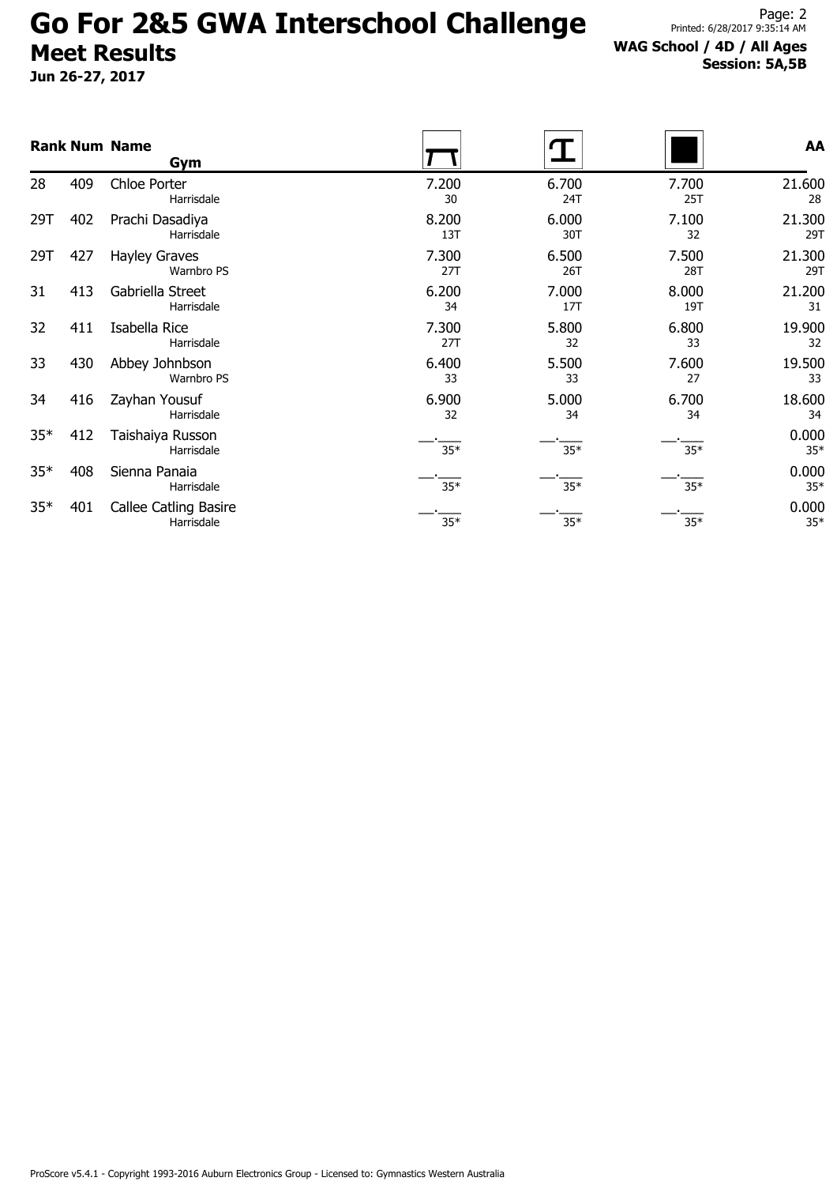# Go For 2&5 GWA Interschool Challenge

## Meet Results

Jun 26-27, 2017

Printed: 6/28/2017 9:35:14 AM

**WAG School / 4D / All Ages**

**Session: 5A,5B**

| Rank | Num | Name / Gym | Vault | Beam | Floor | AA |
|---|---|---|---|---|---|---|
| 28 | 409 | Chloe Porter<br>Harrisdale | 7.200<br>30 | 6.700<br>24T | 7.700<br>25T | 21.600<br>28 |
| 29T | 402 | Prachi Dasadiya<br>Harrisdale | 8.200<br>13T | 6.000<br>30T | 7.100<br>32 | 21.300<br>29T |
| 29T | 427 | Hayley Graves<br>Warnbro PS | 7.300<br>27T | 6.500<br>26T | 7.500<br>28T | 21.300<br>29T |
| 31 | 413 | Gabriella Street<br>Harrisdale | 6.200<br>34 | 7.000<br>17T | 8.000<br>19T | 21.200<br>31 |
| 32 | 411 | Isabella Rice<br>Harrisdale | 7.300<br>27T | 5.800<br>32 | 6.800<br>33 | 19.900<br>32 |
| 33 | 430 | Abbey Johnbson<br>Warnbro PS | 6.400<br>33 | 5.500<br>33 | 7.600<br>27 | 19.500<br>33 |
| 34 | 416 | Zayhan Yousuf<br>Harrisdale | 6.900<br>32 | 5.000<br>34 | 6.700<br>34 | 18.600<br>34 |
| 35* | 412 | Taishaiya Russon<br>Harrisdale | __.___<br>35* | __.___<br>35* | __.___<br>35* | 0.000<br>35* |
| 35* | 408 | Sienna Panaia<br>Harrisdale | __.___<br>35* | __.___<br>35* | __.___<br>35* | 0.000<br>35* |
| 35* | 401 | Callee Catling Basire<br>Harrisdale | __.___<br>35* | __.___<br>35* | __.___<br>35* | 0.000<br>35* |

ProScore v5.4.1 - Copyright 1993-2016 Auburn Electronics Group - Licensed to: Gymnastics Western Australia